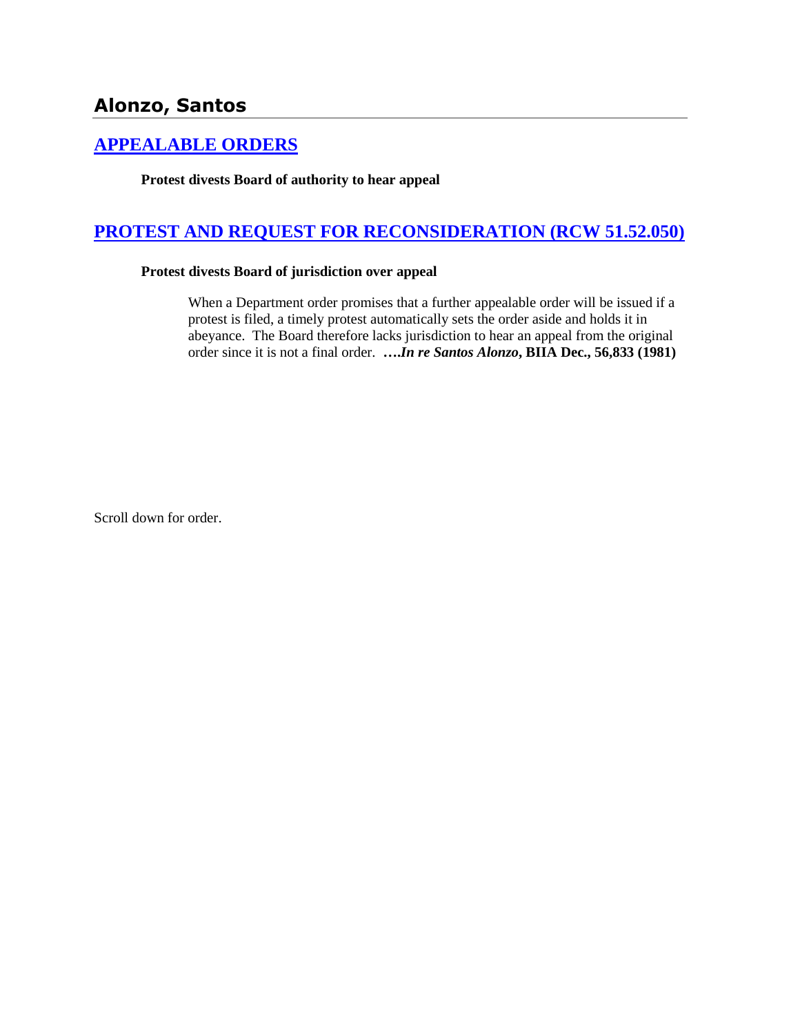# Alonzo, Santos

## [APPEALABLE ORDERS]

**Protest divests Board of authority to hear appeal**

## [PROTEST AND REQUEST FOR RECONSIDERATION (RCW 51.52.050)]

**Protest divests Board of jurisdiction over appeal**

> When a Department order promises that a further appealable order will be issued if a protest is filed, a timely protest automatically sets the order aside and holds it in abeyance. The Board therefore lacks jurisdiction to hear an appeal from the original order since it is not a final order. **….*In re Santos Alonzo*, BIIA Dec., 56,833 (1981)**

Scroll down for order.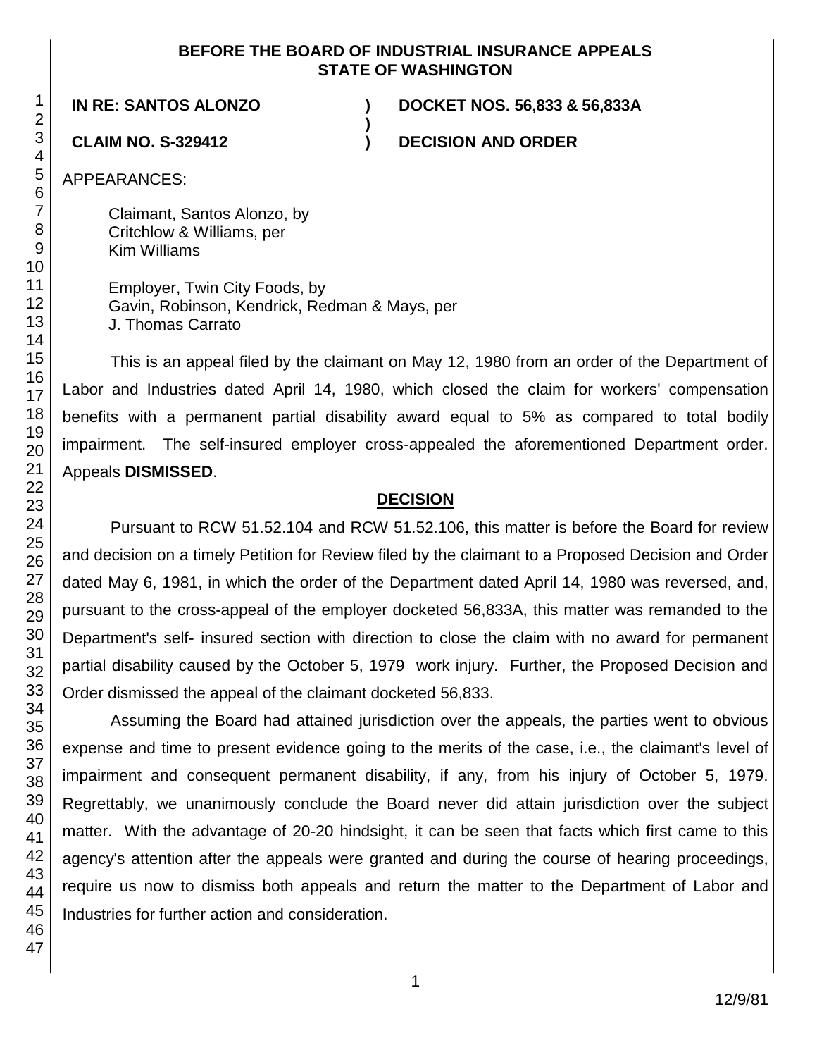# BEFORE THE BOARD OF INDUSTRIAL INSURANCE APPEALS STATE OF WASHINGTON

**IN RE: SANTOS ALONZO** ) **DOCKET NOS. 56,833 & 56,833A**
)
**CLAIM NO. S-329412** ) **DECISION AND ORDER**

APPEARANCES:

Claimant, Santos Alonzo, by
Critchlow & Williams, per
Kim Williams

Employer, Twin City Foods, by
Gavin, Robinson, Kendrick, Redman & Mays, per
J. Thomas Carrato

This is an appeal filed by the claimant on May 12, 1980 from an order of the Department of Labor and Industries dated April 14, 1980, which closed the claim for workers' compensation benefits with a permanent partial disability award equal to 5% as compared to total bodily impairment. The self-insured employer cross-appealed the aforementioned Department order. Appeals **DISMISSED**.

## DECISION

Pursuant to RCW 51.52.104 and RCW 51.52.106, this matter is before the Board for review and decision on a timely Petition for Review filed by the claimant to a Proposed Decision and Order dated May 6, 1981, in which the order of the Department dated April 14, 1980 was reversed, and, pursuant to the cross-appeal of the employer docketed 56,833A, this matter was remanded to the Department's self- insured section with direction to close the claim with no award for permanent partial disability caused by the October 5, 1979 work injury. Further, the Proposed Decision and Order dismissed the appeal of the claimant docketed 56,833.

Assuming the Board had attained jurisdiction over the appeals, the parties went to obvious expense and time to present evidence going to the merits of the case, i.e., the claimant's level of impairment and consequent permanent disability, if any, from his injury of October 5, 1979. Regrettably, we unanimously conclude the Board never did attain jurisdiction over the subject matter. With the advantage of 20-20 hindsight, it can be seen that facts which first came to this agency's attention after the appeals were granted and during the course of hearing proceedings, require us now to dismiss both appeals and return the matter to the Department of Labor and Industries for further action and consideration.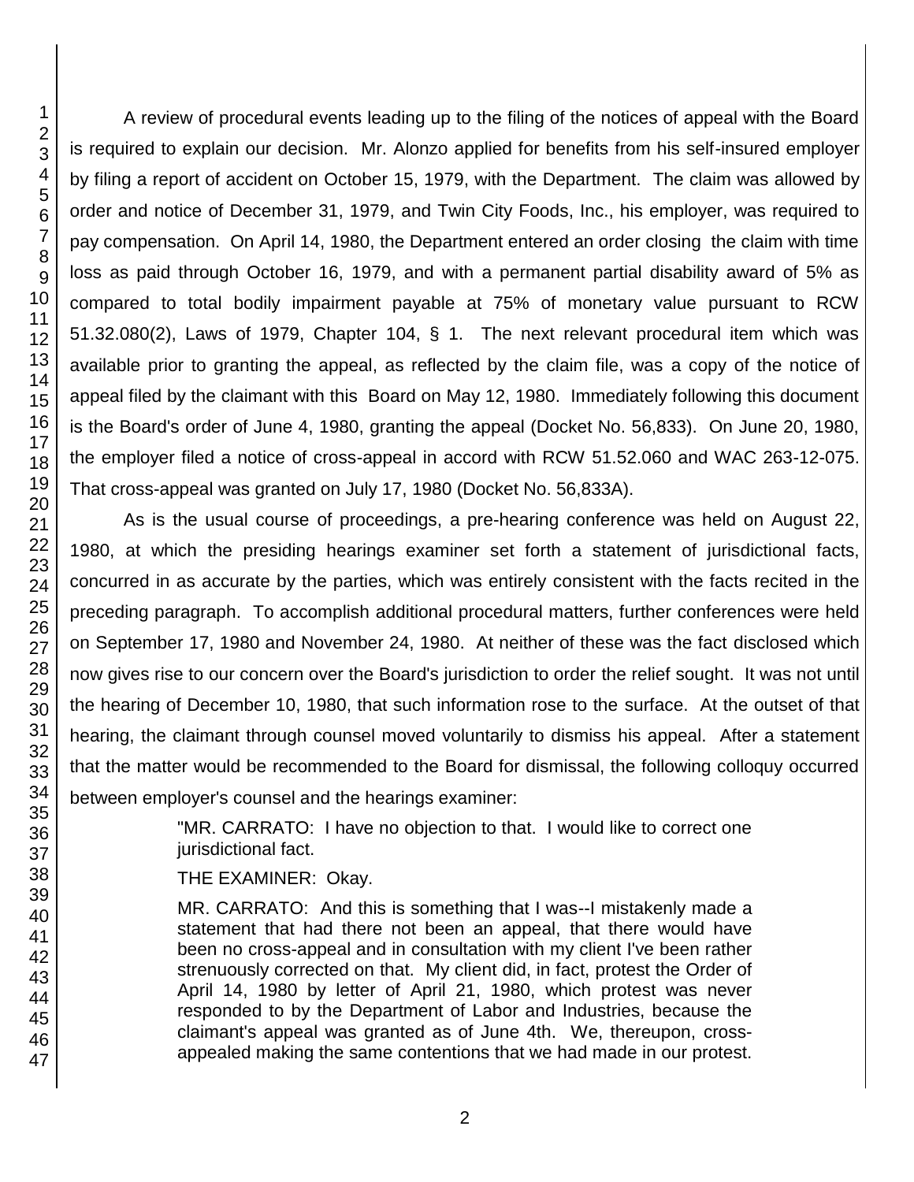A review of procedural events leading up to the filing of the notices of appeal with the Board is required to explain our decision. Mr. Alonzo applied for benefits from his self-insured employer by filing a report of accident on October 15, 1979, with the Department. The claim was allowed by order and notice of December 31, 1979, and Twin City Foods, Inc., his employer, was required to pay compensation. On April 14, 1980, the Department entered an order closing the claim with time loss as paid through October 16, 1979, and with a permanent partial disability award of 5% as compared to total bodily impairment payable at 75% of monetary value pursuant to RCW 51.32.080(2), Laws of 1979, Chapter 104, § 1. The next relevant procedural item which was available prior to granting the appeal, as reflected by the claim file, was a copy of the notice of appeal filed by the claimant with this Board on May 12, 1980. Immediately following this document is the Board's order of June 4, 1980, granting the appeal (Docket No. 56,833). On June 20, 1980, the employer filed a notice of cross-appeal in accord with RCW 51.52.060 and WAC 263-12-075. That cross-appeal was granted on July 17, 1980 (Docket No. 56,833A).

As is the usual course of proceedings, a pre-hearing conference was held on August 22, 1980, at which the presiding hearings examiner set forth a statement of jurisdictional facts, concurred in as accurate by the parties, which was entirely consistent with the facts recited in the preceding paragraph. To accomplish additional procedural matters, further conferences were held on September 17, 1980 and November 24, 1980. At neither of these was the fact disclosed which now gives rise to our concern over the Board's jurisdiction to order the relief sought. It was not until the hearing of December 10, 1980, that such information rose to the surface. At the outset of that hearing, the claimant through counsel moved voluntarily to dismiss his appeal. After a statement that the matter would be recommended to the Board for dismissal, the following colloquy occurred between employer's counsel and the hearings examiner:

> "MR. CARRATO: I have no objection to that. I would like to correct one jurisdictional fact.
>
> THE EXAMINER: Okay.
>
> MR. CARRATO: And this is something that I was--I mistakenly made a statement that had there not been an appeal, that there would have been no cross-appeal and in consultation with my client I've been rather strenuously corrected on that. My client did, in fact, protest the Order of April 14, 1980 by letter of April 21, 1980, which protest was never responded to by the Department of Labor and Industries, because the claimant's appeal was granted as of June 4th. We, thereupon, cross-appealed making the same contentions that we had made in our protest.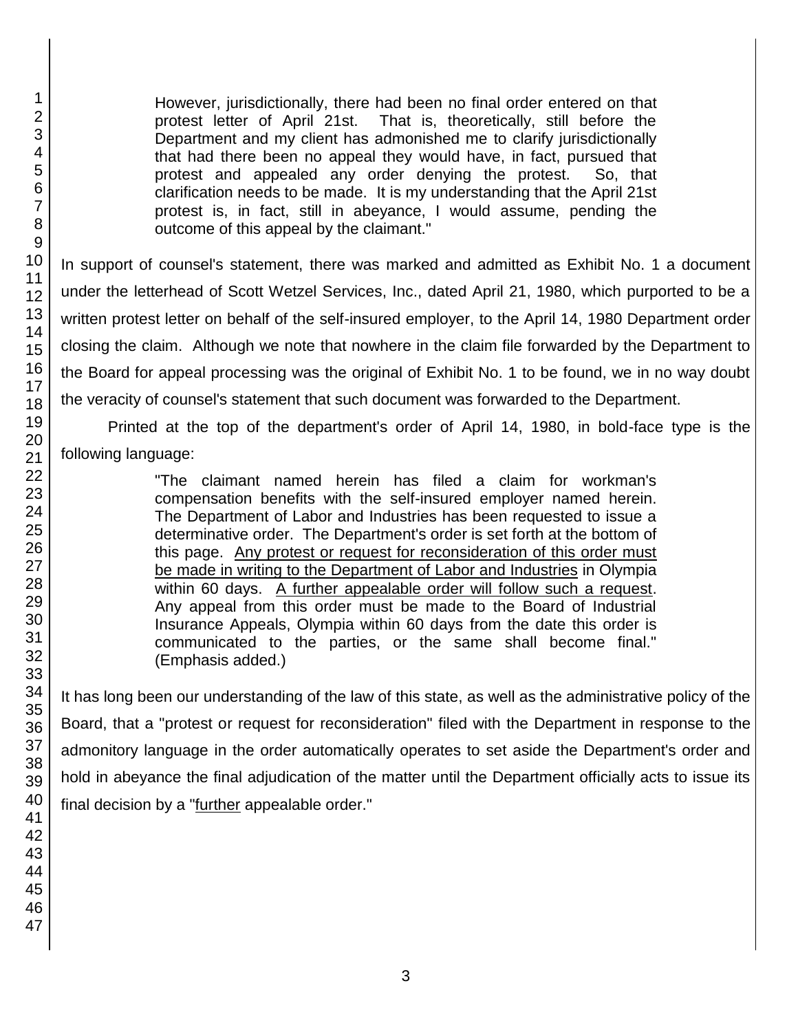> However, jurisdictionally, there had been no final order entered on that protest letter of April 21st. That is, theoretically, still before the Department and my client has admonished me to clarify jurisdictionally that had there been no appeal they would have, in fact, pursued that protest and appealed any order denying the protest. So, that clarification needs to be made. It is my understanding that the April 21st protest is, in fact, still in abeyance, I would assume, pending the outcome of this appeal by the claimant."

In support of counsel's statement, there was marked and admitted as Exhibit No. 1 a document under the letterhead of Scott Wetzel Services, Inc., dated April 21, 1980, which purported to be a written protest letter on behalf of the self-insured employer, to the April 14, 1980 Department order closing the claim. Although we note that nowhere in the claim file forwarded by the Department to the Board for appeal processing was the original of Exhibit No. 1 to be found, we in no way doubt the veracity of counsel's statement that such document was forwarded to the Department.

Printed at the top of the department's order of April 14, 1980, in bold-face type is the following language:

> "The claimant named herein has filed a claim for workman's compensation benefits with the self-insured employer named herein. The Department of Labor and Industries has been requested to issue a determinative order. The Department's order is set forth at the bottom of this page. <u>Any protest or request for reconsideration of this order must be made in writing to the Department of Labor and Industries</u> in Olympia within 60 days. <u>A further appealable order will follow such a request</u>. Any appeal from this order must be made to the Board of Industrial Insurance Appeals, Olympia within 60 days from the date this order is communicated to the parties, or the same shall become final." (Emphasis added.)

It has long been our understanding of the law of this state, as well as the administrative policy of the Board, that a "protest or request for reconsideration" filed with the Department in response to the admonitory language in the order automatically operates to set aside the Department's order and hold in abeyance the final adjudication of the matter until the Department officially acts to issue its final decision by a "<u>further</u> appealable order."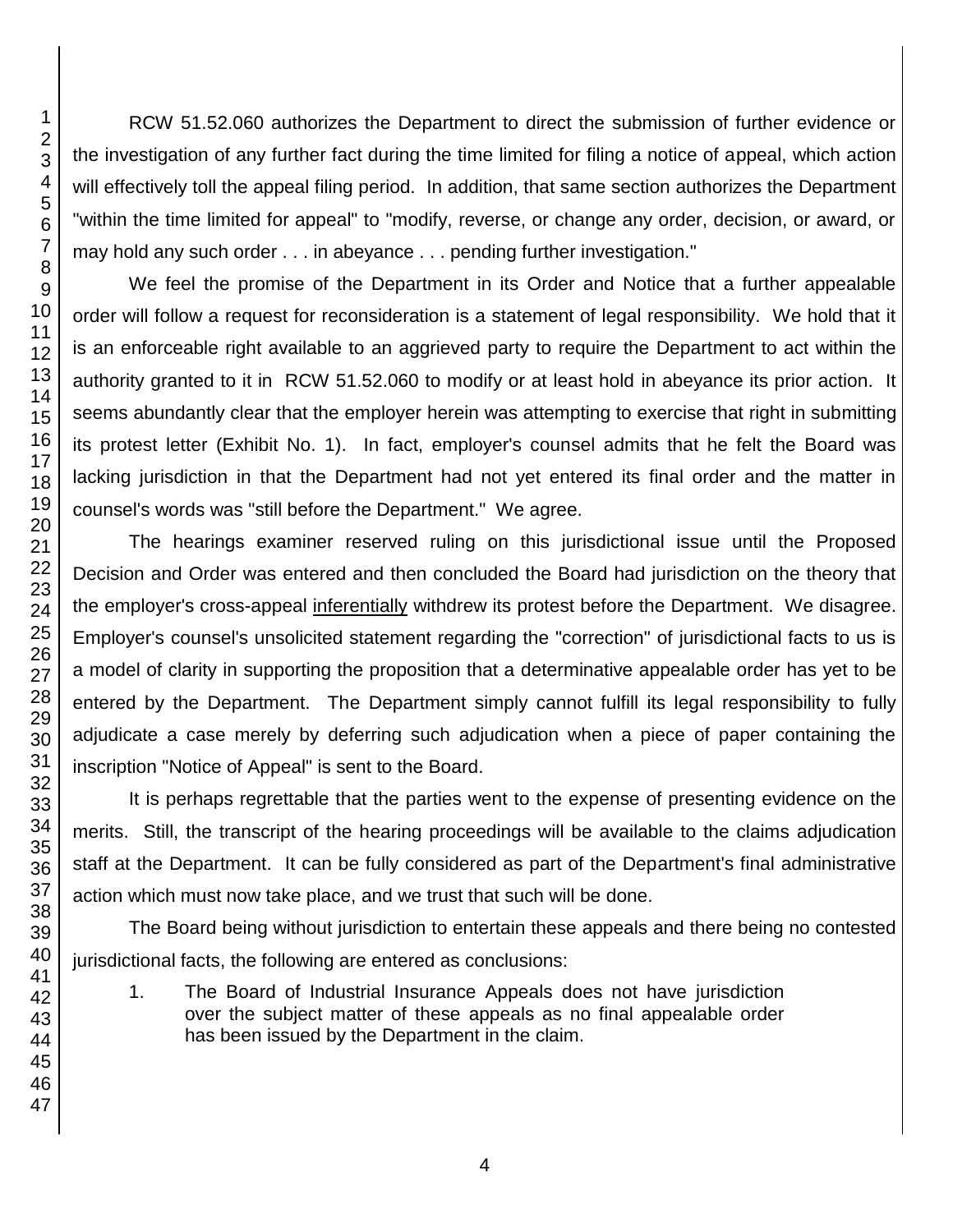RCW 51.52.060 authorizes the Department to direct the submission of further evidence or the investigation of any further fact during the time limited for filing a notice of appeal, which action will effectively toll the appeal filing period. In addition, that same section authorizes the Department "within the time limited for appeal" to "modify, reverse, or change any order, decision, or award, or may hold any such order . . . in abeyance . . . pending further investigation."

We feel the promise of the Department in its Order and Notice that a further appealable order will follow a request for reconsideration is a statement of legal responsibility. We hold that it is an enforceable right available to an aggrieved party to require the Department to act within the authority granted to it in RCW 51.52.060 to modify or at least hold in abeyance its prior action. It seems abundantly clear that the employer herein was attempting to exercise that right in submitting its protest letter (Exhibit No. 1). In fact, employer's counsel admits that he felt the Board was lacking jurisdiction in that the Department had not yet entered its final order and the matter in counsel's words was "still before the Department." We agree.

The hearings examiner reserved ruling on this jurisdictional issue until the Proposed Decision and Order was entered and then concluded the Board had jurisdiction on the theory that the employer's cross-appeal <u>inferentially</u> withdrew its protest before the Department. We disagree. Employer's counsel's unsolicited statement regarding the "correction" of jurisdictional facts to us is a model of clarity in supporting the proposition that a determinative appealable order has yet to be entered by the Department. The Department simply cannot fulfill its legal responsibility to fully adjudicate a case merely by deferring such adjudication when a piece of paper containing the inscription "Notice of Appeal" is sent to the Board.

It is perhaps regrettable that the parties went to the expense of presenting evidence on the merits. Still, the transcript of the hearing proceedings will be available to the claims adjudication staff at the Department. It can be fully considered as part of the Department's final administrative action which must now take place, and we trust that such will be done.

The Board being without jurisdiction to entertain these appeals and there being no contested jurisdictional facts, the following are entered as conclusions:

1. The Board of Industrial Insurance Appeals does not have jurisdiction over the subject matter of these appeals as no final appealable order has been issued by the Department in the claim.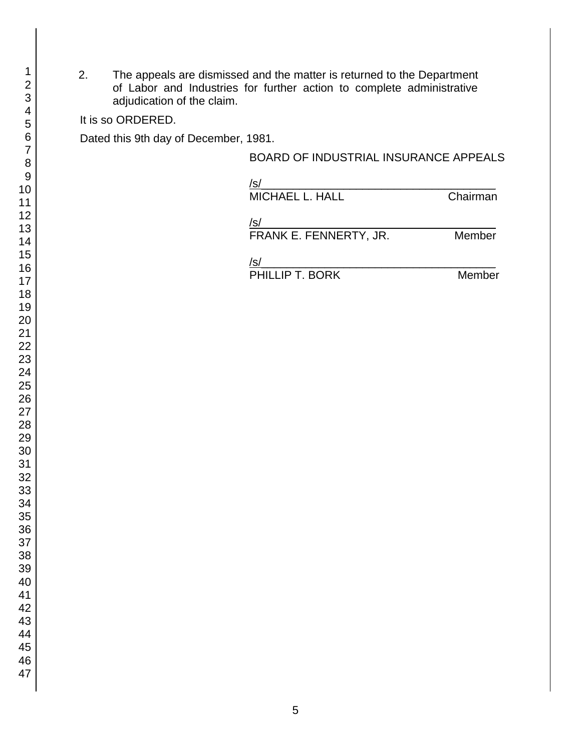2. The appeals are dismissed and the matter is returned to the Department of Labor and Industries for further action to complete administrative adjudication of the claim.

It is so ORDERED.

Dated this 9th day of December, 1981.

BOARD OF INDUSTRIAL INSURANCE APPEALS

/s/
MICHAEL L. HALL Chairman

/s/
FRANK E. FENNERTY, JR. Member

/s/
PHILLIP T. BORK Member